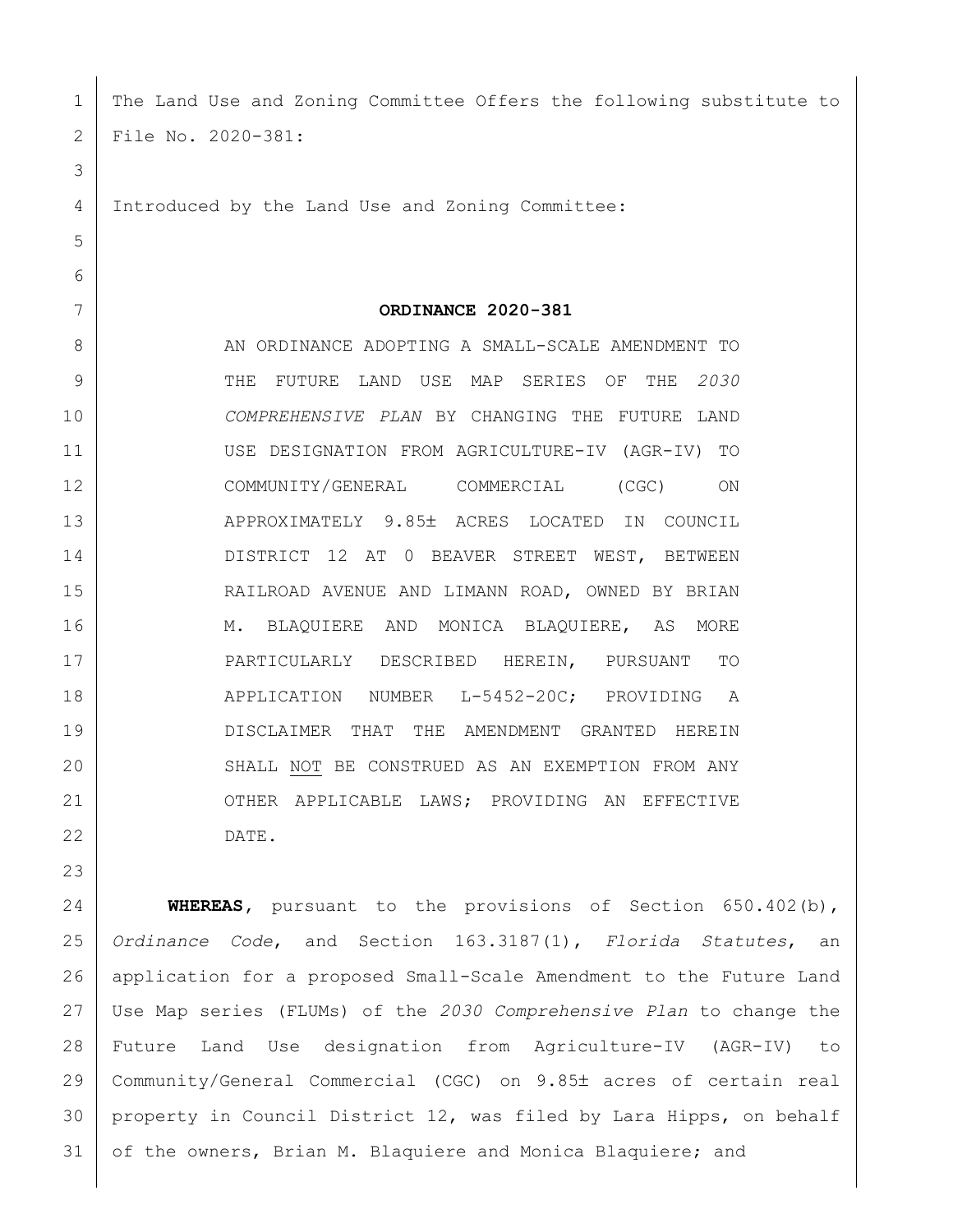The Land Use and Zoning Committee Offers the following substitute to File No. 2020-381:

Introduced by the Land Use and Zoning Committee:

**ORDINANCE 2020-381**

AN ORDINANCE ADOPTING A SMALL-SCALE AMENDMENT TO THE FUTURE LAND USE MAP SERIES OF THE *2030 COMPREHENSIVE PLAN* BY CHANGING THE FUTURE LAND USE DESIGNATION FROM AGRICULTURE-IV (AGR-IV) TO COMMUNITY/GENERAL COMMERCIAL (CGC) ON APPROXIMATELY 9.85± ACRES LOCATED IN COUNCIL DISTRICT 12 AT 0 BEAVER STREET WEST, BETWEEN RAILROAD AVENUE AND LIMANN ROAD, OWNED BY BRIAN M. BLAQUIERE AND MONICA BLAQUIERE, AS MORE PARTICULARLY DESCRIBED HEREIN, PURSUANT TO APPLICATION NUMBER L-5452-20C; PROVIDING A DISCLAIMER THAT THE AMENDMENT GRANTED HEREIN SHALL <u>NOT</u> BE CONSTRUED AS AN EXEMPTION FROM ANY OTHER APPLICABLE LAWS; PROVIDING AN EFFECTIVE DATE.

**WHEREAS**, pursuant to the provisions of Section 650.402(b), *Ordinance Code*, and Section 163.3187(1), *Florida Statutes*, an application for a proposed Small-Scale Amendment to the Future Land Use Map series (FLUMs) of the *2030 Comprehensive Plan* to change the Future Land Use designation from Agriculture-IV (AGR-IV) to Community/General Commercial (CGC) on 9.85± acres of certain real property in Council District 12, was filed by Lara Hipps, on behalf of the owners, Brian M. Blaquiere and Monica Blaquiere; and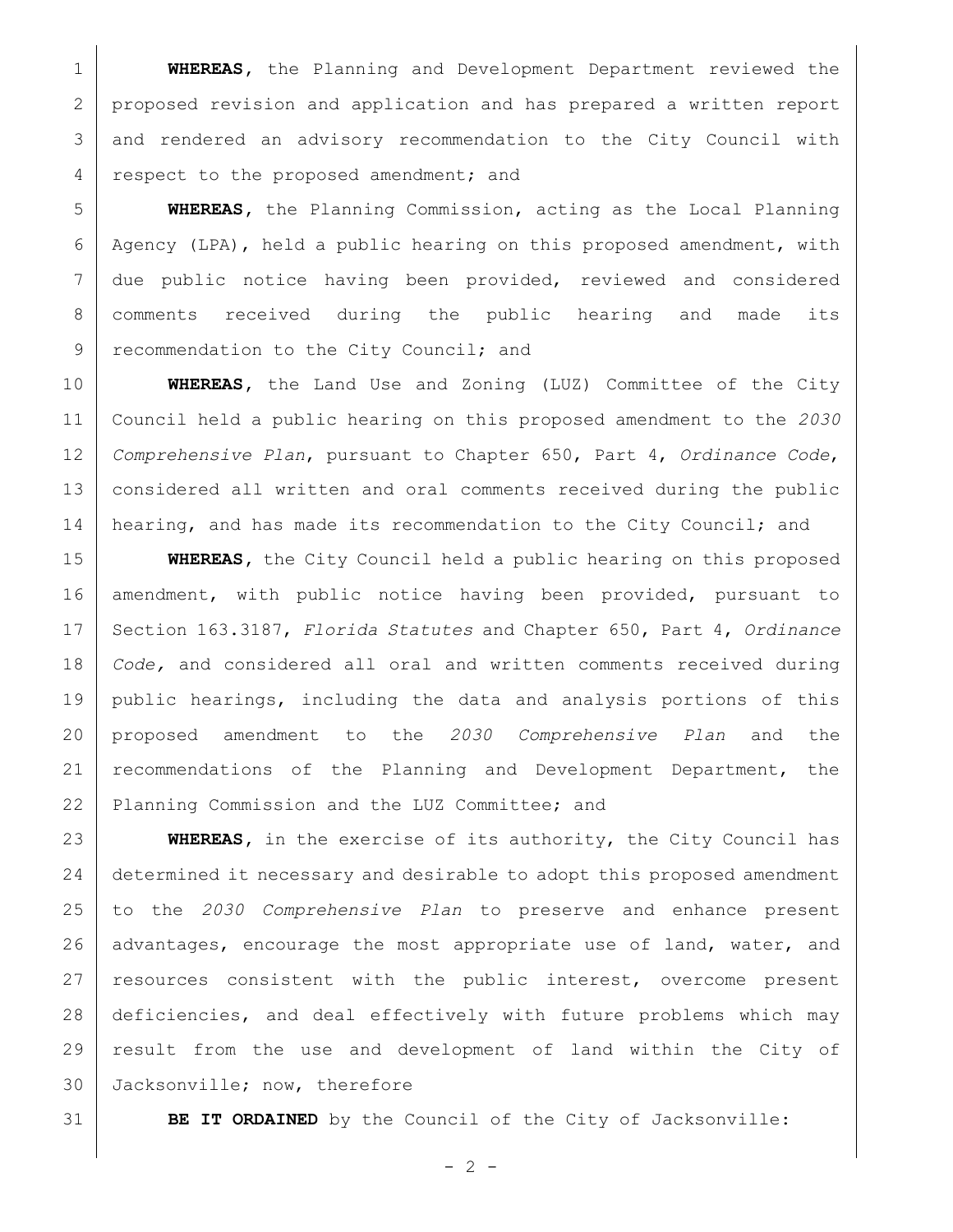**WHEREAS**, the Planning and Development Department reviewed the proposed revision and application and has prepared a written report and rendered an advisory recommendation to the City Council with respect to the proposed amendment; and

**WHEREAS**, the Planning Commission, acting as the Local Planning Agency (LPA), held a public hearing on this proposed amendment, with due public notice having been provided, reviewed and considered comments received during the public hearing and made its recommendation to the City Council; and

**WHEREAS**, the Land Use and Zoning (LUZ) Committee of the City Council held a public hearing on this proposed amendment to the *2030 Comprehensive Plan*, pursuant to Chapter 650, Part 4, *Ordinance Code*, considered all written and oral comments received during the public hearing, and has made its recommendation to the City Council; and

**WHEREAS**, the City Council held a public hearing on this proposed amendment, with public notice having been provided, pursuant to Section 163.3187, *Florida Statutes* and Chapter 650, Part 4, *Ordinance Code,* and considered all oral and written comments received during public hearings, including the data and analysis portions of this proposed amendment to the *2030 Comprehensive Plan* and the recommendations of the Planning and Development Department, the Planning Commission and the LUZ Committee; and

**WHEREAS**, in the exercise of its authority, the City Council has determined it necessary and desirable to adopt this proposed amendment to the *2030 Comprehensive Plan* to preserve and enhance present advantages, encourage the most appropriate use of land, water, and resources consistent with the public interest, overcome present deficiencies, and deal effectively with future problems which may result from the use and development of land within the City of Jacksonville; now, therefore

**BE IT ORDAINED** by the Council of the City of Jacksonville: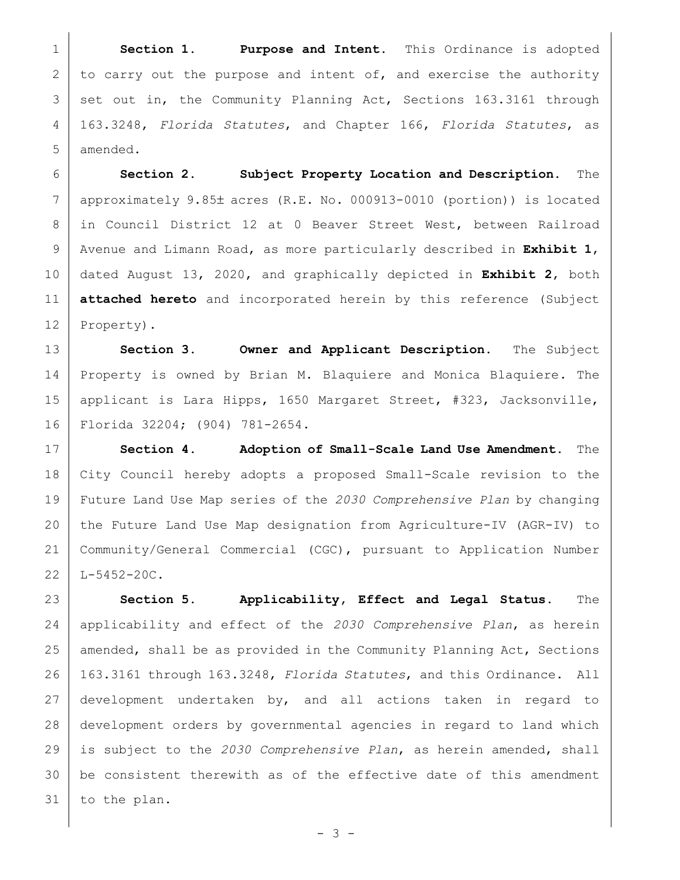**Section 1. Purpose and Intent.** This Ordinance is adopted to carry out the purpose and intent of, and exercise the authority set out in, the Community Planning Act, Sections 163.3161 through 163.3248, *Florida Statutes*, and Chapter 166, *Florida Statutes*, as amended.

**Section 2. Subject Property Location and Description.** The approximately 9.85± acres (R.E. No. 000913-0010 (portion)) is located in Council District 12 at 0 Beaver Street West, between Railroad Avenue and Limann Road, as more particularly described in **Exhibit 1**, dated August 13, 2020, and graphically depicted in **Exhibit 2**, both **attached hereto** and incorporated herein by this reference (Subject Property).

**Section 3. Owner and Applicant Description.** The Subject Property is owned by Brian M. Blaquiere and Monica Blaquiere. The applicant is Lara Hipps, 1650 Margaret Street, #323, Jacksonville, Florida 32204; (904) 781-2654.

**Section 4. Adoption of Small-Scale Land Use Amendment.** The City Council hereby adopts a proposed Small-Scale revision to the Future Land Use Map series of the *2030 Comprehensive Plan* by changing the Future Land Use Map designation from Agriculture-IV (AGR-IV) to Community/General Commercial (CGC), pursuant to Application Number L-5452-20C.

**Section 5. Applicability, Effect and Legal Status.** The applicability and effect of the *2030 Comprehensive Plan*, as herein amended, shall be as provided in the Community Planning Act, Sections 163.3161 through 163.3248, *Florida Statutes*, and this Ordinance. All development undertaken by, and all actions taken in regard to development orders by governmental agencies in regard to land which is subject to the *2030 Comprehensive Plan*, as herein amended, shall be consistent therewith as of the effective date of this amendment to the plan.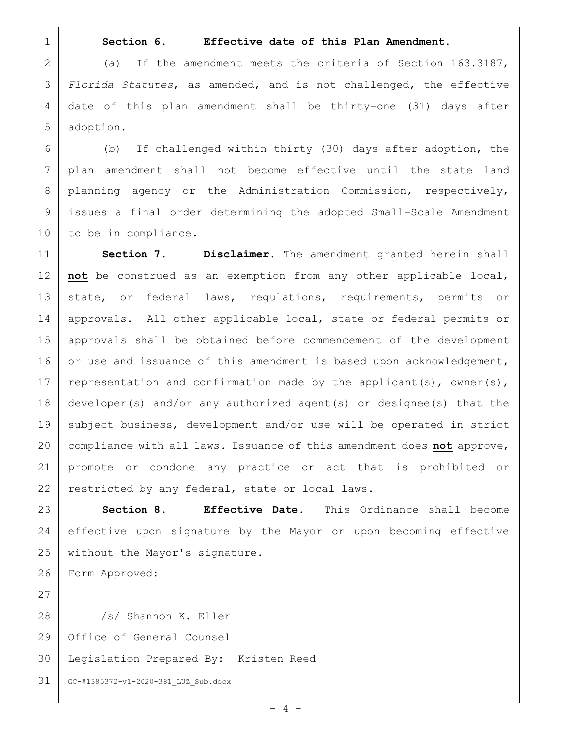**Section 6. Effective date of this Plan Amendment.**

(a) If the amendment meets the criteria of Section 163.3187, *Florida Statutes*, as amended, and is not challenged, the effective date of this plan amendment shall be thirty-one (31) days after adoption.

(b) If challenged within thirty (30) days after adoption, the plan amendment shall not become effective until the state land planning agency or the Administration Commission, respectively, issues a final order determining the adopted Small-Scale Amendment to be in compliance.

**Section 7. Disclaimer.** The amendment granted herein shall **not** be construed as an exemption from any other applicable local, state, or federal laws, regulations, requirements, permits or approvals. All other applicable local, state or federal permits or approvals shall be obtained before commencement of the development or use and issuance of this amendment is based upon acknowledgement, representation and confirmation made by the applicant(s), owner(s), developer(s) and/or any authorized agent(s) or designee(s) that the subject business, development and/or use will be operated in strict compliance with all laws. Issuance of this amendment does **not** approve, promote or condone any practice or act that is prohibited or restricted by any federal, state or local laws.

**Section 8. Effective Date.** This Ordinance shall become effective upon signature by the Mayor or upon becoming effective without the Mayor's signature.

Form Approved:

/s/ Shannon K. Eller

Office of General Counsel

Legislation Prepared By: Kristen Reed

GC-#1385372-v1-2020-381_LUZ_Sub.docx